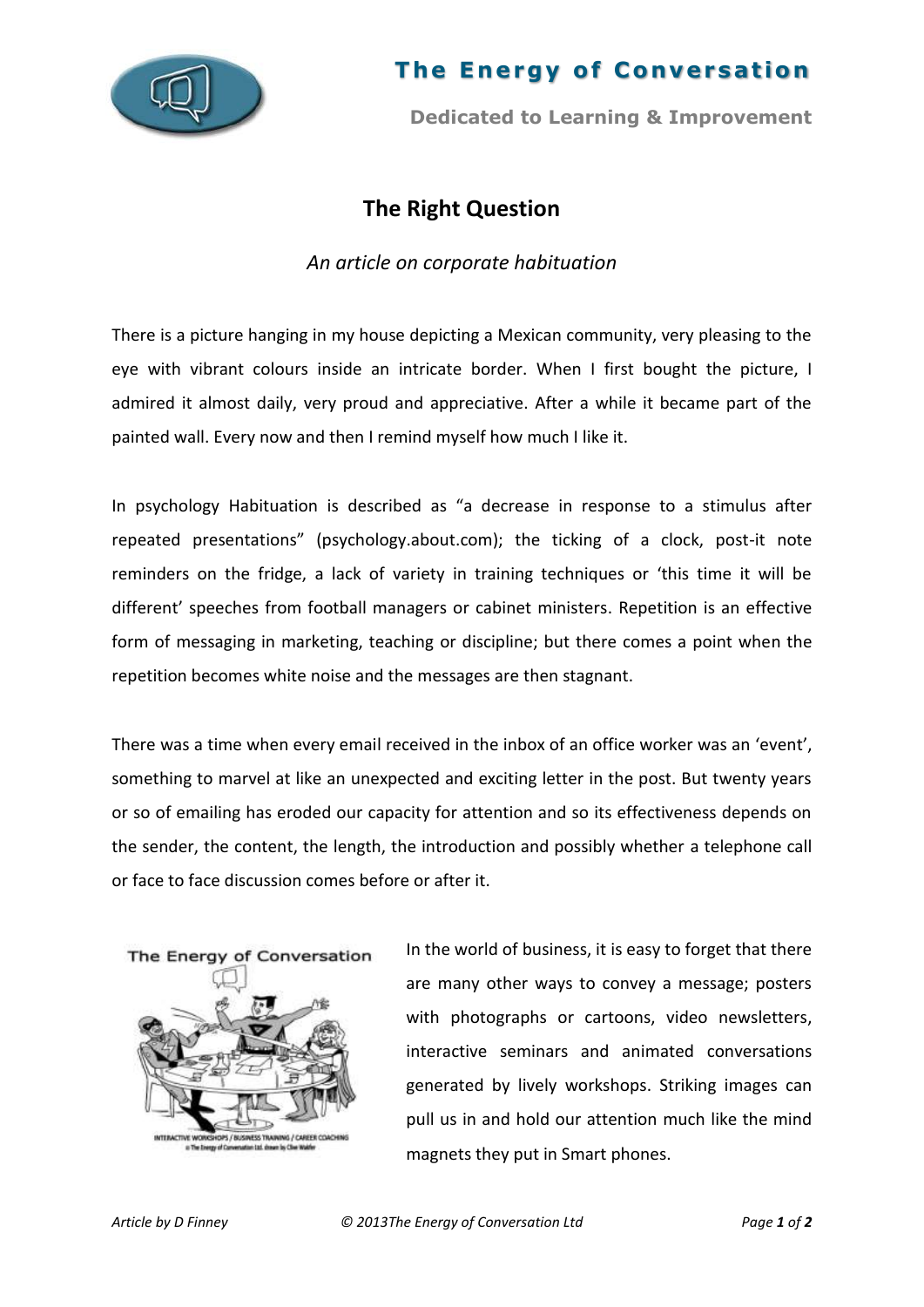# The Right Question

*An article on corporate habituation*

There is a picture hanging in my house depicting a Mexican community, very pleasing to the eye with vibrant colours inside an intricate border. When I first bought the picture, I admired it almost daily, very proud and appreciative. After a while it became part of the painted wall. Every now and then I remind myself how much I like it.

In psychology Habituation is described as "a decrease in response to a stimulus after repeated presentations" (psychology.about.com); the ticking of a clock, post-it note reminders on the fridge, a lack of variety in training techniques or 'this time it will be different' speeches from football managers or cabinet ministers. Repetition is an effective form of messaging in marketing, teaching or discipline; but there comes a point when the repetition becomes white noise and the messages are then stagnant.

There was a time when every email received in the inbox of an office worker was an 'event', something to marvel at like an unexpected and exciting letter in the post. But twenty years or so of emailing has eroded our capacity for attention and so its effectiveness depends on the sender, the content, the length, the introduction and possibly whether a telephone call or face to face discussion comes before or after it.

In the world of business, it is easy to forget that there are many other ways to convey a message; posters with photographs or cartoons, video newsletters, interactive seminars and animated conversations generated by lively workshops. Striking images can pull us in and hold our attention much like the mind magnets they put in Smart phones.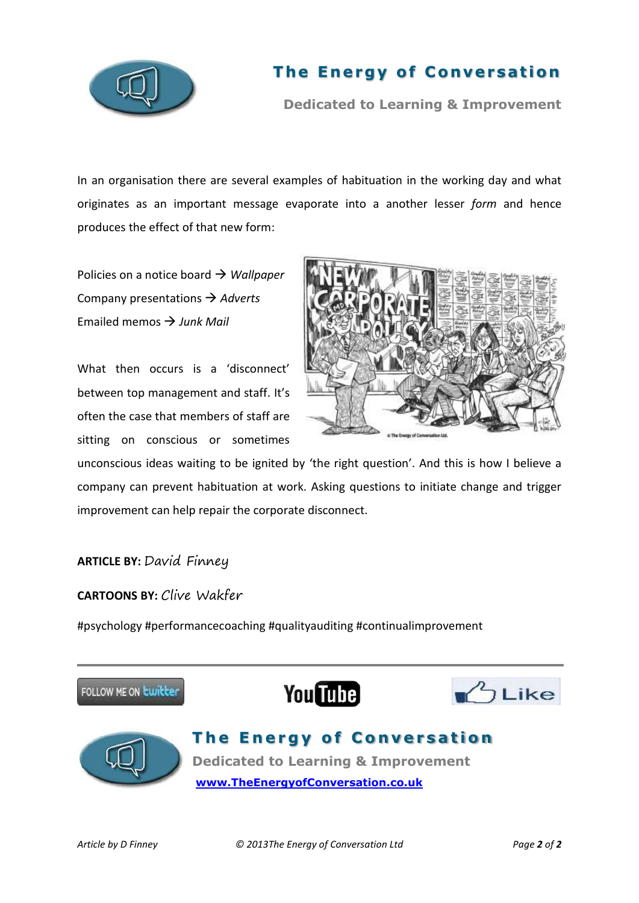# The Energy of Conversation

**Dedicated to Learning & Improvement**

In an organisation there are several examples of habituation in the working day and what originates as an important message evaporate into a another lesser *form* and hence produces the effect of that new form:

Policies on a notice board → *Wallpaper*
Company presentations → *Adverts*
Emailed memos → *Junk Mail*

What then occurs is a 'disconnect' between top management and staff. It's often the case that members of staff are sitting on conscious or sometimes unconscious ideas waiting to be ignited by 'the right question'. And this is how I believe a company can prevent habituation at work. Asking questions to initiate change and trigger improvement can help repair the corporate disconnect.

**ARTICLE BY:** David Finney

**CARTOONS BY:** Clive Wakfer

#psychology #performancecoaching #qualityauditing #continualimprovement

---

FOLLOW ME ON twitter | YouTube | Like

**The Energy of Conversation**

**Dedicated to Learning & Improvement**

**www.TheEnergyofConversation.co.uk**

*Article by D Finney* *© 2013The Energy of Conversation Ltd*